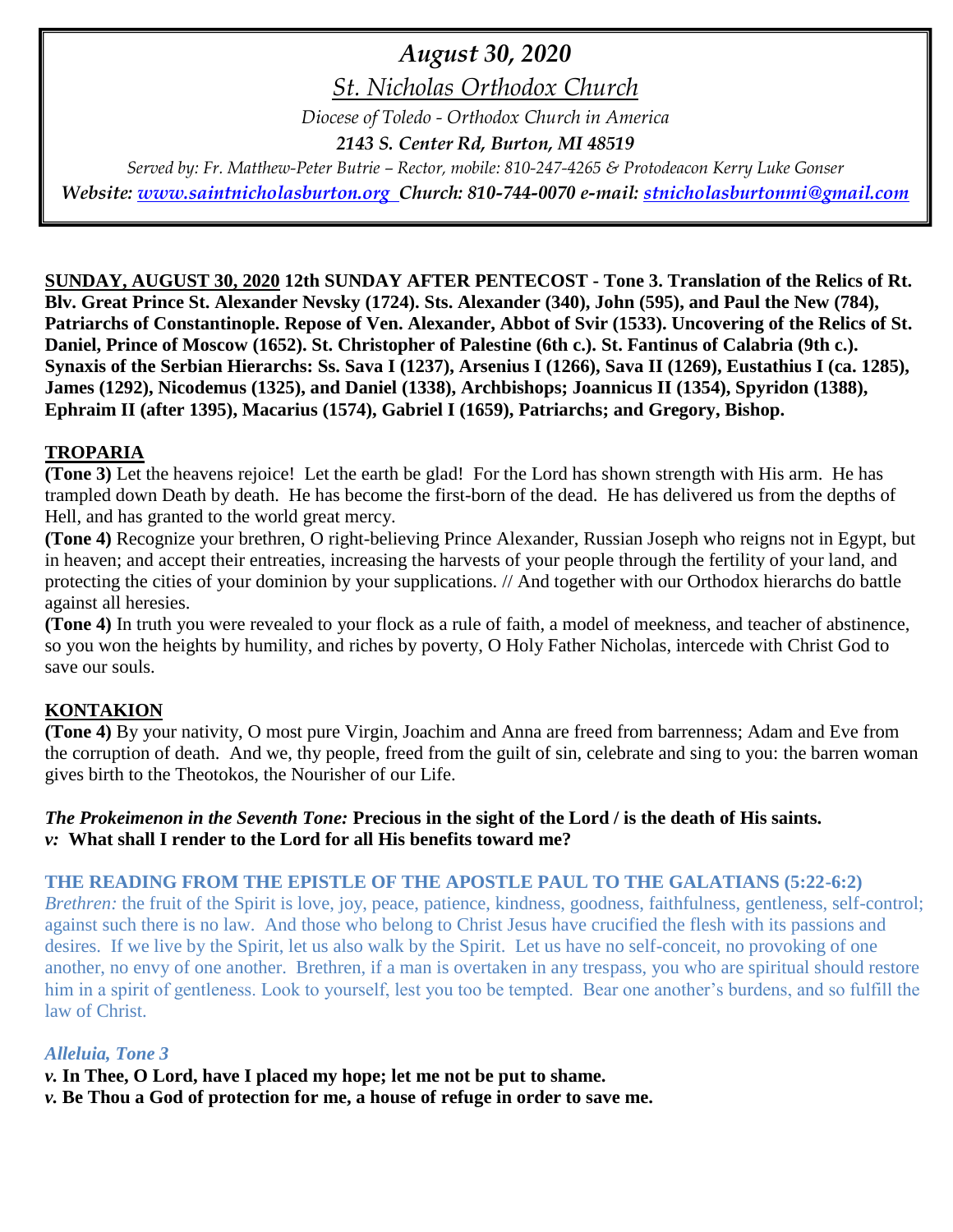# *August 30, 2020*

## *St. Nicholas Orthodox Church*

*Diocese of Toledo - Orthodox Church in America*

***2143 S. Center Rd, Burton, MI 48519***

*Served by: Fr. Matthew-Peter Butrie – Rector, mobile: 810-247-4265 & Protodeacon Kerry Luke Gonser*

***Website: www.saintnicholasburton.org Church: 810-744-0070 e-mail: stnicholasburtonmi@gmail.com***

**SUNDAY, AUGUST 30, 2020 12th SUNDAY AFTER PENTECOST - Tone 3. Translation of the Relics of Rt. Blv. Great Prince St. Alexander Nevsky (1724). Sts. Alexander (340), John (595), and Paul the New (784), Patriarchs of Constantinople. Repose of Ven. Alexander, Abbot of Svir (1533). Uncovering of the Relics of St. Daniel, Prince of Moscow (1652). St. Christopher of Palestine (6th c.). St. Fantinus of Calabria (9th c.). Synaxis of the Serbian Hierarchs: Ss. Sava I (1237), Arsenius I (1266), Sava II (1269), Eustathius I (ca. 1285), James (1292), Nicodemus (1325), and Daniel (1338), Archbishops; Joannicus II (1354), Spyridon (1388), Ephraim II (after 1395), Macarius (1574), Gabriel I (1659), Patriarchs; and Gregory, Bishop.**

## TROPARIA

**(Tone 3)** Let the heavens rejoice! Let the earth be glad! For the Lord has shown strength with His arm. He has trampled down Death by death. He has become the first-born of the dead. He has delivered us from the depths of Hell, and has granted to the world great mercy.

**(Tone 4)** Recognize your brethren, O right-believing Prince Alexander, Russian Joseph who reigns not in Egypt, but in heaven; and accept their entreaties, increasing the harvests of your people through the fertility of your land, and protecting the cities of your dominion by your supplications. // And together with our Orthodox hierarchs do battle against all heresies.

**(Tone 4)** In truth you were revealed to your flock as a rule of faith, a model of meekness, and teacher of abstinence, so you won the heights by humility, and riches by poverty, O Holy Father Nicholas, intercede with Christ God to save our souls.

## KONTAKION

**(Tone 4)** By your nativity, O most pure Virgin, Joachim and Anna are freed from barrenness; Adam and Eve from the corruption of death. And we, thy people, freed from the guilt of sin, celebrate and sing to you: the barren woman gives birth to the Theotokos, the Nourisher of our Life.

***The Prokeimenon in the Seventh Tone:*** **Precious in the sight of the Lord / is the death of His saints.**
***v:*** **What shall I render to the Lord for all His benefits toward me?**

### THE READING FROM THE EPISTLE OF THE APOSTLE PAUL TO THE GALATIANS (5:22-6:2)

*Brethren:* the fruit of the Spirit is love, joy, peace, patience, kindness, goodness, faithfulness, gentleness, self-control; against such there is no law. And those who belong to Christ Jesus have crucified the flesh with its passions and desires. If we live by the Spirit, let us also walk by the Spirit. Let us have no self-conceit, no provoking of one another, no envy of one another. Brethren, if a man is overtaken in any trespass, you who are spiritual should restore him in a spirit of gentleness. Look to yourself, lest you too be tempted. Bear one another's burdens, and so fulfill the law of Christ.

***Alleluia, Tone 3***

***v.*** **In Thee, O Lord, have I placed my hope; let me not be put to shame.**
***v.*** **Be Thou a God of protection for me, a house of refuge in order to save me.**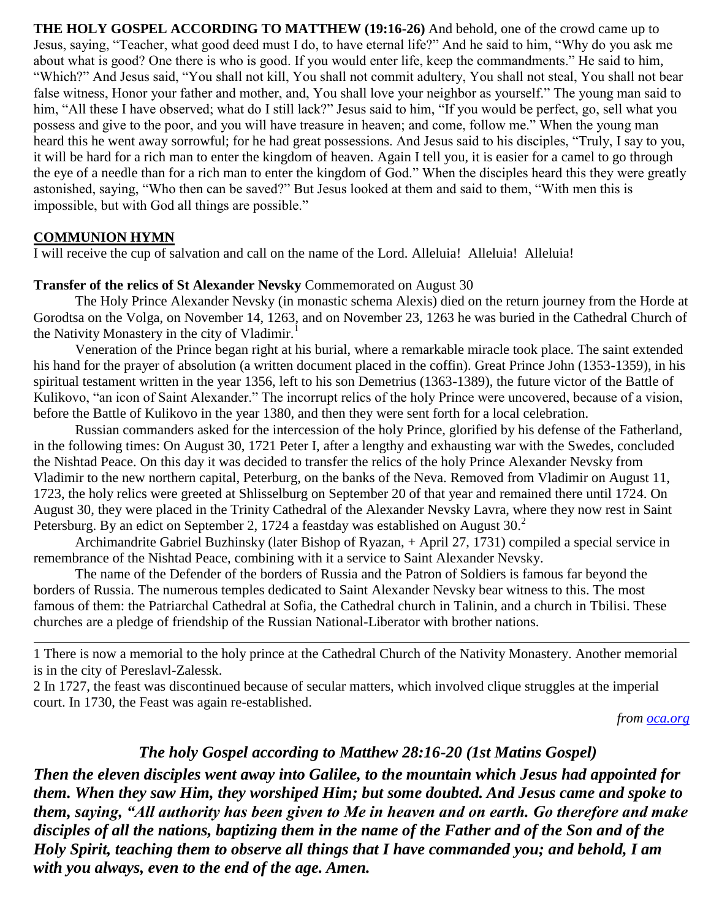**THE HOLY GOSPEL ACCORDING TO MATTHEW (19:16-26)** And behold, one of the crowd came up to Jesus, saying, "Teacher, what good deed must I do, to have eternal life?" And he said to him, "Why do you ask me about what is good? One there is who is good. If you would enter life, keep the commandments." He said to him, "Which?" And Jesus said, "You shall not kill, You shall not commit adultery, You shall not steal, You shall not bear false witness, Honor your father and mother, and, You shall love your neighbor as yourself." The young man said to him, "All these I have observed; what do I still lack?" Jesus said to him, "If you would be perfect, go, sell what you possess and give to the poor, and you will have treasure in heaven; and come, follow me." When the young man heard this he went away sorrowful; for he had great possessions. And Jesus said to his disciples, "Truly, I say to you, it will be hard for a rich man to enter the kingdom of heaven. Again I tell you, it is easier for a camel to go through the eye of a needle than for a rich man to enter the kingdom of God." When the disciples heard this they were greatly astonished, saying, "Who then can be saved?" But Jesus looked at them and said to them, "With men this is impossible, but with God all things are possible."

**COMMUNION HYMN**

I will receive the cup of salvation and call on the name of the Lord. Alleluia! Alleluia! Alleluia!

**Transfer of the relics of St Alexander Nevsky** Commemorated on August 30

The Holy Prince Alexander Nevsky (in monastic schema Alexis) died on the return journey from the Horde at Gorodtsa on the Volga, on November 14, 1263, and on November 23, 1263 he was buried in the Cathedral Church of the Nativity Monastery in the city of Vladimir.[1]

Veneration of the Prince began right at his burial, where a remarkable miracle took place. The saint extended his hand for the prayer of absolution (a written document placed in the coffin). Great Prince John (1353-1359), in his spiritual testament written in the year 1356, left to his son Demetrius (1363-1389), the future victor of the Battle of Kulikovo, "an icon of Saint Alexander." The incorrupt relics of the holy Prince were uncovered, because of a vision, before the Battle of Kulikovo in the year 1380, and then they were sent forth for a local celebration.

Russian commanders asked for the intercession of the holy Prince, glorified by his defense of the Fatherland, in the following times: On August 30, 1721 Peter I, after a lengthy and exhausting war with the Swedes, concluded the Nishtad Peace. On this day it was decided to transfer the relics of the holy Prince Alexander Nevsky from Vladimir to the new northern capital, Peterburg, on the banks of the Neva. Removed from Vladimir on August 11, 1723, the holy relics were greeted at Shlisselburg on September 20 of that year and remained there until 1724. On August 30, they were placed in the Trinity Cathedral of the Alexander Nevsky Lavra, where they now rest in Saint Petersburg. By an edict on September 2, 1724 a feastday was established on August 30.[2]

Archimandrite Gabriel Buzhinsky (later Bishop of Ryazan, + April 27, 1731) compiled a special service in remembrance of the Nishtad Peace, combining with it a service to Saint Alexander Nevsky.

The name of the Defender of the borders of Russia and the Patron of Soldiers is famous far beyond the borders of Russia. The numerous temples dedicated to Saint Alexander Nevsky bear witness to this. The most famous of them: the Patriarchal Cathedral at Sofia, the Cathedral church in Talinin, and a church in Tbilisi. These churches are a pledge of friendship of the Russian National-Liberator with brother nations.

---

1 There is now a memorial to the holy prince at the Cathedral Church of the Nativity Monastery. Another memorial is in the city of Pereslavl-Zalessk.

2 In 1727, the feast was discontinued because of secular matters, which involved clique struggles at the imperial court. In 1730, the Feast was again re-established.

*from oca.org*

### *The holy Gospel according to Matthew 28:16-20 (1st Matins Gospel)*

***Then the eleven disciples went away into Galilee, to the mountain which Jesus had appointed for them. When they saw Him, they worshiped Him; but some doubted. And Jesus came and spoke to them, saying, "All authority has been given to Me in heaven and on earth. Go therefore and make disciples of all the nations, baptizing them in the name of the Father and of the Son and of the Holy Spirit, teaching them to observe all things that I have commanded you; and behold, I am with you always, even to the end of the age. Amen.***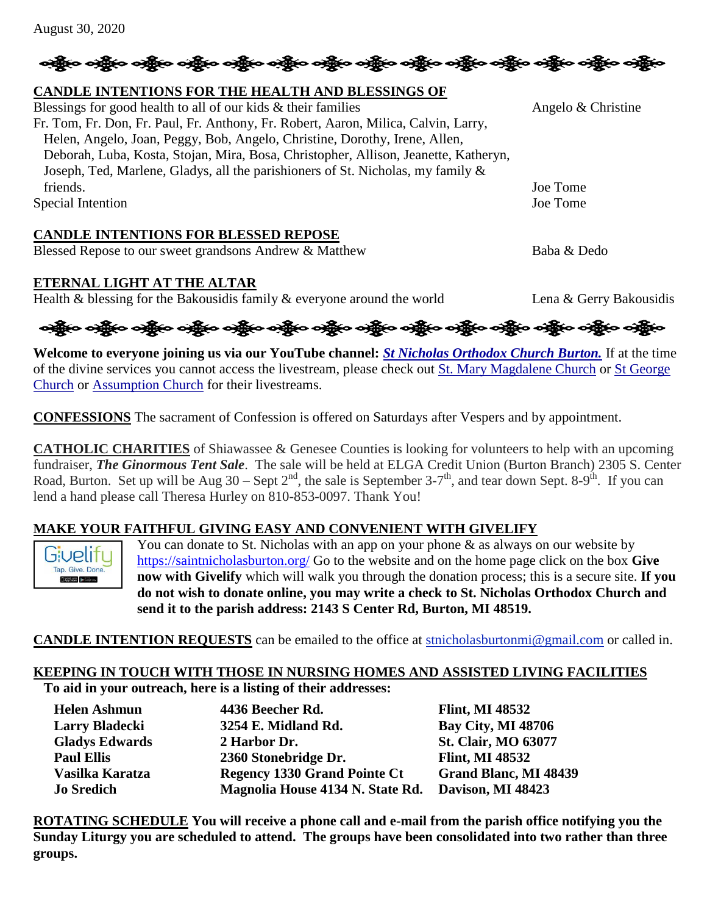August 30, 2020

**CANDLE INTENTIONS FOR THE HEALTH AND BLESSINGS OF**

| | |
|---|---|
| Blessings for good health to all of our kids & their families | Angelo & Christine |
| Fr. Tom, Fr. Don, Fr. Paul, Fr. Anthony, Fr. Robert, Aaron, Milica, Calvin, Larry, Helen, Angelo, Joan, Peggy, Bob, Angelo, Christine, Dorothy, Irene, Allen, Deborah, Luba, Kosta, Stojan, Mira, Bosa, Christopher, Allison, Jeanette, Katheryn, Joseph, Ted, Marlene, Gladys, all the parishioners of St. Nicholas, my family & friends. | Joe Tome |
| Special Intention | Joe Tome |

**CANDLE INTENTIONS FOR BLESSED REPOSE**

| | |
|---|---|
| Blessed Repose to our sweet grandsons Andrew & Matthew | Baba & Dedo |

**ETERNAL LIGHT AT THE ALTAR**

| | |
|---|---|
| Health & blessing for the Bakousidis family & everyone around the world | Lena & Gerry Bakousidis |

**Welcome to everyone joining us via our YouTube channel:** ***St Nicholas Orthodox Church Burton.*** If at the time of the divine services you cannot access the livestream, please check out St. Mary Magdalene Church or St George Church or Assumption Church for their livestreams.

**CONFESSIONS** The sacrament of Confession is offered on Saturdays after Vespers and by appointment.

**CATHOLIC CHARITIES** of Shiawassee & Genesee Counties is looking for volunteers to help with an upcoming fundraiser, ***The Ginormous Tent Sale***. The sale will be held at ELGA Credit Union (Burton Branch) 2305 S. Center Road, Burton. Set up will be Aug 30 – Sept 2nd, the sale is September 3-7th, and tear down Sept. 8-9th. If you can lend a hand please call Theresa Hurley on 810-853-0097. Thank You!

**MAKE YOUR FAITHFUL GIVING EASY AND CONVENIENT WITH GIVELIFY**

You can donate to St. Nicholas with an app on your phone & as always on our website by https://saintnicholasburton.org/ Go to the website and on the home page click on the box **Give now with Givelify** which will walk you through the donation process; this is a secure site. **If you do not wish to donate online, you may write a check to St. Nicholas Orthodox Church and send it to the parish address: 2143 S Center Rd, Burton, MI 48519.**

**CANDLE INTENTION REQUESTS** can be emailed to the office at stnicholasburtonmi@gmail.com or called in.

**KEEPING IN TOUCH WITH THOSE IN NURSING HOMES AND ASSISTED LIVING FACILITIES**

**To aid in your outreach, here is a listing of their addresses:**

| | | |
|---|---|---|
| **Helen Ashmun** | **4436 Beecher Rd.** | **Flint, MI 48532** |
| **Larry Bladecki** | **3254 E. Midland Rd.** | **Bay City, MI 48706** |
| **Gladys Edwards** | **2 Harbor Dr.** | **St. Clair, MO 63077** |
| **Paul Ellis** | **2360 Stonebridge Dr.** | **Flint, MI 48532** |
| **Vasilka Karatza** | **Regency 1330 Grand Pointe Ct** | **Grand Blanc, MI 48439** |
| **Jo Sredich** | **Magnolia House 4134 N. State Rd.** | **Davison, MI 48423** |

**ROTATING SCHEDULE You will receive a phone call and e-mail from the parish office notifying you the Sunday Liturgy you are scheduled to attend. The groups have been consolidated into two rather than three groups.**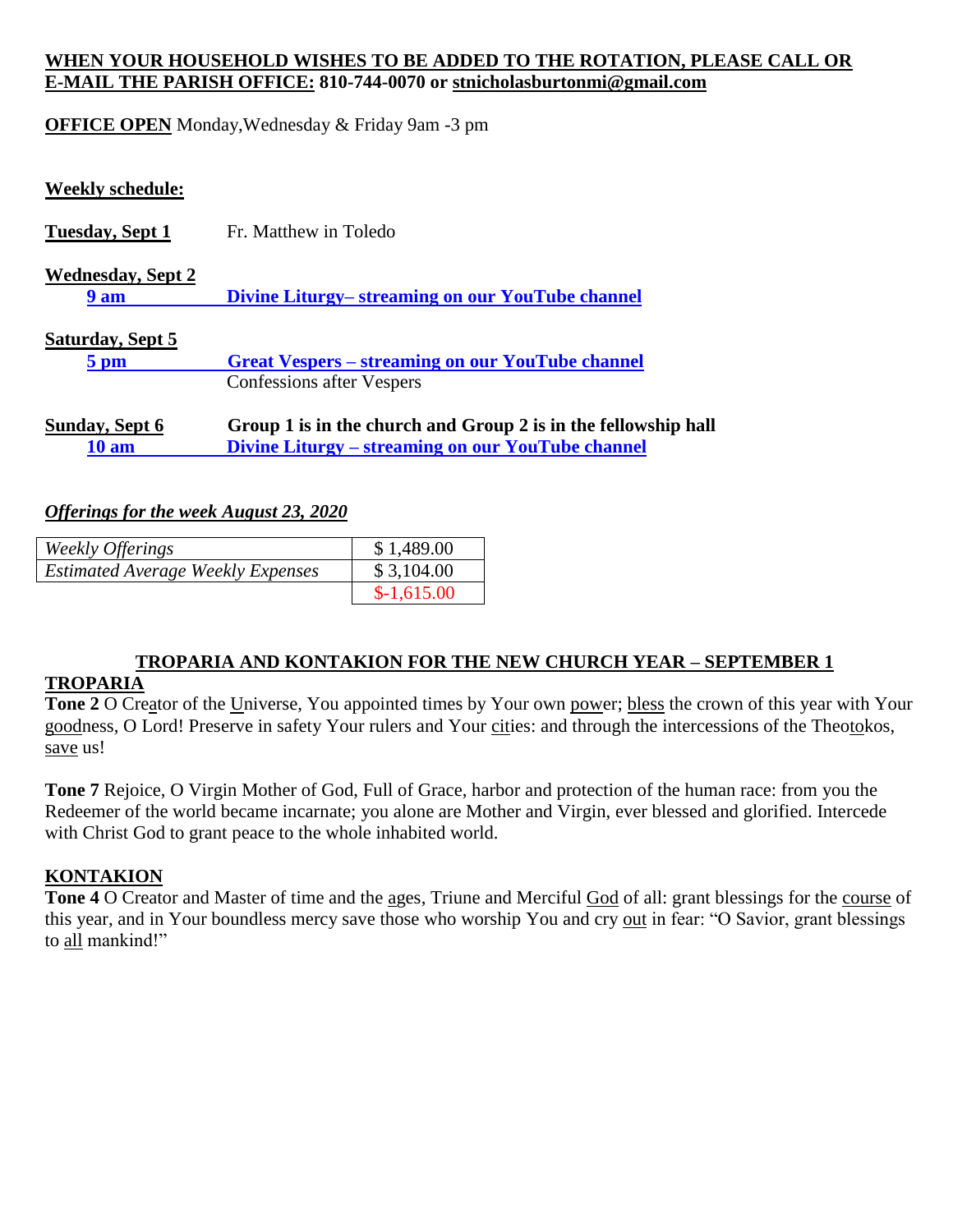**WHEN YOUR HOUSEHOLD WISHES TO BE ADDED TO THE ROTATION, PLEASE CALL OR E-MAIL THE PARISH OFFICE: 810-744-0070 or stnicholasburtonmi@gmail.com**

**OFFICE OPEN** Monday,Wednesday & Friday 9am -3 pm

**Weekly schedule:**

**Tuesday, Sept 1** Fr. Matthew in Toledo

**Wednesday, Sept 2**
**9 am** **Divine Liturgy– streaming on our YouTube channel**

**Saturday, Sept 5**
**5 pm** **Great Vespers – streaming on our YouTube channel**
Confessions after Vespers

**Sunday, Sept 6** **Group 1 is in the church and Group 2 is in the fellowship hall**
**10 am** **Divine Liturgy – streaming on our YouTube channel**

***Offerings for the week August 23, 2020***

| | |
|---|---|
| *Weekly Offerings* | $ 1,489.00 |
| *Estimated Average Weekly Expenses* | $ 3,104.00 |
| | $-1,615.00 |

## TROPARIA AND KONTAKION FOR THE NEW CHURCH YEAR – SEPTEMBER 1

### TROPARIA

**Tone 2** O Creator of the Universe, You appointed times by Your own power; bless the crown of this year with Your goodness, O Lord! Preserve in safety Your rulers and Your cities: and through the intercessions of the Theotokos, save us!

**Tone 7** Rejoice, O Virgin Mother of God, Full of Grace, harbor and protection of the human race: from you the Redeemer of the world became incarnate; you alone are Mother and Virgin, ever blessed and glorified. Intercede with Christ God to grant peace to the whole inhabited world.

### KONTAKION

**Tone 4** O Creator and Master of time and the ages, Triune and Merciful God of all: grant blessings for the course of this year, and in Your boundless mercy save those who worship You and cry out in fear: "O Savior, grant blessings to all mankind!"